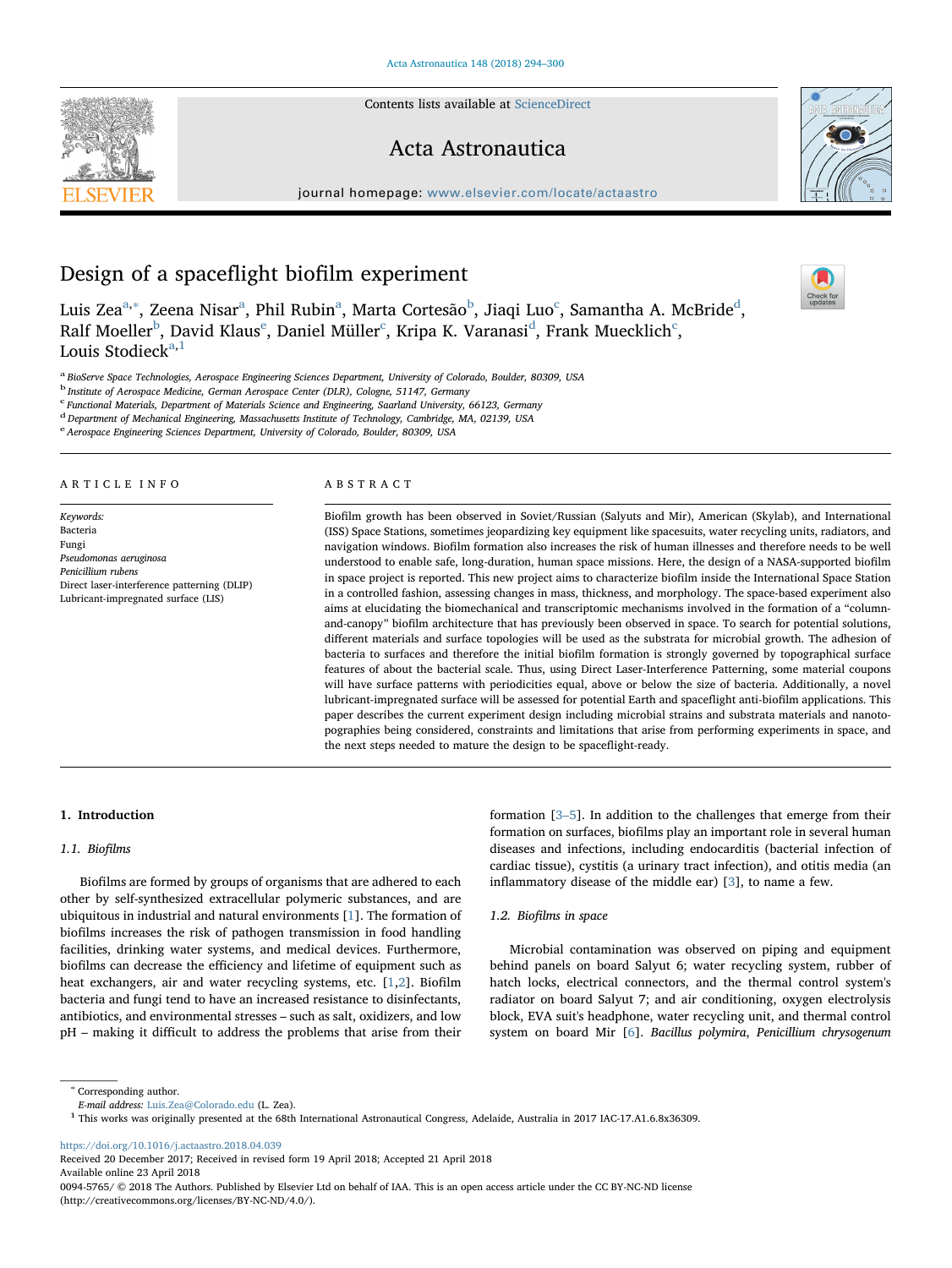# Design of a spaceflight biofilm experiment

Luis Zea[a,*], Zeena Nisar[a], Phil Rubin[a], Marta Cortesão[b], Jiaqi Luo[c], Samantha A. McBride[d], Ralf Moeller[b], David Klaus[e], Daniel Müller[c], Kripa K. Varanasi[d], Frank Muecklich[c], Louis Stodieck[a,1]

[a] BioServe Space Technologies, Aerospace Engineering Sciences Department, University of Colorado, Boulder, 80309, USA
[b] Institute of Aerospace Medicine, German Aerospace Center (DLR), Cologne, 51147, Germany
[c] Functional Materials, Department of Materials Science and Engineering, Saarland University, 66123, Germany
[d] Department of Mechanical Engineering, Massachusetts Institute of Technology, Cambridge, MA, 02139, USA
[e] Aerospace Engineering Sciences Department, University of Colorado, Boulder, 80309, USA

## ARTICLE INFO

*Keywords:*
Bacteria
Fungi
*Pseudomonas aeruginosa*
*Penicillium rubens*
Direct laser-interference patterning (DLIP)
Lubricant-impregnated surface (LIS)

## ABSTRACT

Biofilm growth has been observed in Soviet/Russian (Salyuts and Mir), American (Skylab), and International (ISS) Space Stations, sometimes jeopardizing key equipment like spacesuits, water recycling units, radiators, and navigation windows. Biofilm formation also increases the risk of human illnesses and therefore needs to be well understood to enable safe, long-duration, human space missions. Here, the design of a NASA-supported biofilm in space project is reported. This new project aims to characterize biofilm inside the International Space Station in a controlled fashion, assessing changes in mass, thickness, and morphology. The space-based experiment also aims at elucidating the biomechanical and transcriptomic mechanisms involved in the formation of a "column-and-canopy" biofilm architecture that has previously been observed in space. To search for potential solutions, different materials and surface topologies will be used as the substrata for microbial growth. The adhesion of bacteria to surfaces and therefore the initial biofilm formation is strongly governed by topographical surface features of about the bacterial scale. Thus, using Direct Laser-Interference Patterning, some material coupons will have surface patterns with periodicities equal, above or below the size of bacteria. Additionally, a novel lubricant-impregnated surface will be assessed for potential Earth and spaceflight anti-biofilm applications. This paper describes the current experiment design including microbial strains and substrata materials and nanotopographies being considered, constraints and limitations that arise from performing experiments in space, and the next steps needed to mature the design to be spaceflight-ready.

## 1. Introduction

### 1.1. Biofilms

Biofilms are formed by groups of organisms that are adhered to each other by self-synthesized extracellular polymeric substances, and are ubiquitous in industrial and natural environments [1]. The formation of biofilms increases the risk of pathogen transmission in food handling facilities, drinking water systems, and medical devices. Furthermore, biofilms can decrease the efficiency and lifetime of equipment such as heat exchangers, air and water recycling systems, etc. [1,2]. Biofilm bacteria and fungi tend to have an increased resistance to disinfectants, antibiotics, and environmental stresses – such as salt, oxidizers, and low pH – making it difficult to address the problems that arise from their formation [3–5]. In addition to the challenges that emerge from their formation on surfaces, biofilms play an important role in several human diseases and infections, including endocarditis (bacterial infection of cardiac tissue), cystitis (a urinary tract infection), and otitis media (an inflammatory disease of the middle ear) [3], to name a few.

### 1.2. Biofilms in space

Microbial contamination was observed on piping and equipment behind panels on board Salyut 6; water recycling system, rubber of hatch locks, electrical connectors, and the thermal control system's radiator on board Salyut 7; and air conditioning, oxygen electrolysis block, EVA suit's headphone, water recycling unit, and thermal control system on board Mir [6]. *Bacillus polymira*, *Penicillium chrysogenum*

[*] Corresponding author.
*E-mail address:* Luis.Zea@Colorado.edu (L. Zea).
[1] This works was originally presented at the 68th International Astronautical Congress, Adelaide, Australia in 2017 IAC-17.A1.6.8x36309.

https://doi.org/10.1016/j.actaastro.2018.04.039
Received 20 December 2017; Received in revised form 19 April 2018; Accepted 21 April 2018
Available online 23 April 2018
0094-5765/ © 2018 The Authors. Published by Elsevier Ltd on behalf of IAA. This is an open access article under the CC BY-NC-ND license (http://creativecommons.org/licenses/BY-NC-ND/4.0/).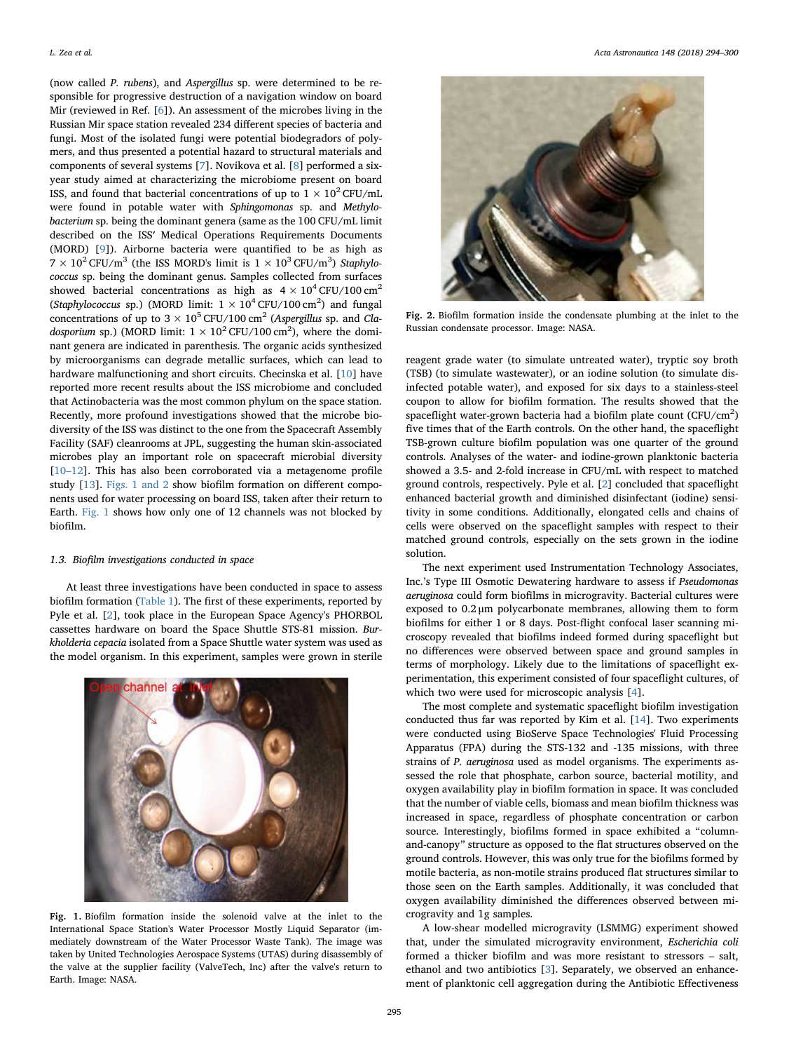(now called *P. rubens*), and *Aspergillus* sp. were determined to be responsible for progressive destruction of a navigation window on board Mir (reviewed in Ref. [6]). An assessment of the microbes living in the Russian Mir space station revealed 234 different species of bacteria and fungi. Most of the isolated fungi were potential biodegradors of polymers, and thus presented a potential hazard to structural materials and components of several systems [7]. Novikova et al. [8] performed a six-year study aimed at characterizing the microbiome present on board ISS, and found that bacterial concentrations of up to $1 \times 10^2$ CFU/mL were found in potable water with *Sphingomonas* sp. and *Methylobacterium* sp. being the dominant genera (same as the 100 CFU/mL limit described on the ISS' Medical Operations Requirements Documents (MORD) [9]). Airborne bacteria were quantified to be as high as $7 \times 10^2$ CFU/m$^3$ (the ISS MORD's limit is $1 \times 10^3$ CFU/m$^3$) *Staphylococcus* sp. being the dominant genus. Samples collected from surfaces showed bacterial concentrations as high as $4 \times 10^4$ CFU/100 cm$^2$ (*Staphylococcus* sp.) (MORD limit: $1 \times 10^4$ CFU/100 cm$^2$) and fungal concentrations of up to $3 \times 10^5$ CFU/100 cm$^2$ (*Aspergillus* sp. and *Cladosporium* sp.) (MORD limit: $1 \times 10^2$ CFU/100 cm$^2$), where the dominant genera are indicated in parenthesis. The organic acids synthesized by microorganisms can degrade metallic surfaces, which can lead to hardware malfunctioning and short circuits. Checinska et al. [10] have reported more recent results about the ISS microbiome and concluded that Actinobacteria was the most common phylum on the space station. Recently, more profound investigations showed that the microbe biodiversity of the ISS was distinct to the one from the Spacecraft Assembly Facility (SAF) cleanrooms at JPL, suggesting the human skin-associated microbes play an important role on spacecraft microbial diversity [10–12]. This has also been corroborated via a metagenome profile study [13]. Figs. 1 and 2 show biofilm formation on different components used for water processing on board ISS, taken after their return to Earth. Fig. 1 shows how only one of 12 channels was not blocked by biofilm.

### 1.3. Biofilm investigations conducted in space

At least three investigations have been conducted in space to assess biofilm formation (Table 1). The first of these experiments, reported by Pyle et al. [2], took place in the European Space Agency's PHORBOL cassettes hardware on board the Space Shuttle STS-81 mission. *Burkholderia cepacia* isolated from a Space Shuttle water system was used as the model organism. In this experiment, samples were grown in sterile reagent grade water (to simulate untreated water), tryptic soy broth (TSB) (to simulate wastewater), or an iodine solution (to simulate disinfected potable water), and exposed for six days to a stainless-steel coupon to allow for biofilm formation. The results showed that the spaceflight water-grown bacteria had a biofilm plate count (CFU/cm$^2$) five times that of the Earth controls. On the other hand, the spaceflight TSB-grown culture biofilm population was one quarter of the ground controls. Analyses of the water- and iodine-grown planktonic bacteria showed a 3.5- and 2-fold increase in CFU/mL with respect to matched ground controls, respectively. Pyle et al. [2] concluded that spaceflight enhanced bacterial growth and diminished disinfectant (iodine) sensitivity in some conditions. Additionally, elongated cells and chains of cells were observed on the spaceflight samples with respect to their matched ground controls, especially on the sets grown in the iodine solution.

**Fig. 1.** Biofilm formation inside the solenoid valve at the inlet to the International Space Station's Water Processor Mostly Liquid Separator (immediately downstream of the Water Processor Waste Tank). The image was taken by United Technologies Aerospace Systems (UTAS) during disassembly of the valve at the supplier facility (ValveTech, Inc) after the valve's return to Earth. Image: NASA.

**Fig. 2.** Biofilm formation inside the condensate plumbing at the inlet to the Russian condensate processor. Image: NASA.

The next experiment used Instrumentation Technology Associates, Inc.'s Type III Osmotic Dewatering hardware to assess if *Pseudomonas aeruginosa* could form biofilms in microgravity. Bacterial cultures were exposed to 0.2 μm polycarbonate membranes, allowing them to form biofilms for either 1 or 8 days. Post-flight confocal laser scanning microscopy revealed that biofilms indeed formed during spaceflight but no differences were observed between space and ground samples in terms of morphology. Likely due to the limitations of spaceflight experimentation, this experiment consisted of four spaceflight cultures, of which two were used for microscopic analysis [4].

The most complete and systematic spaceflight biofilm investigation conducted thus far was reported by Kim et al. [14]. Two experiments were conducted using BioServe Space Technologies' Fluid Processing Apparatus (FPA) during the STS-132 and -135 missions, with three strains of *P. aeruginosa* used as model organisms. The experiments assessed the role that phosphate, carbon source, bacterial motility, and oxygen availability play in biofilm formation in space. It was concluded that the number of viable cells, biomass and mean biofilm thickness was increased in space, regardless of phosphate concentration or carbon source. Interestingly, biofilms formed in space exhibited a "column-and-canopy" structure as opposed to the flat structures observed on the ground controls. However, this was only true for the biofilms formed by motile bacteria, as non-motile strains produced flat structures similar to those seen on the Earth samples. Additionally, it was concluded that oxygen availability diminished the differences observed between microgravity and 1g samples.

A low-shear modelled microgravity (LSMMG) experiment showed that, under the simulated microgravity environment, *Escherichia coli* formed a thicker biofilm and was more resistant to stressors – salt, ethanol and two antibiotics [3]. Separately, we observed an enhancement of planktonic cell aggregation during the Antibiotic Effectiveness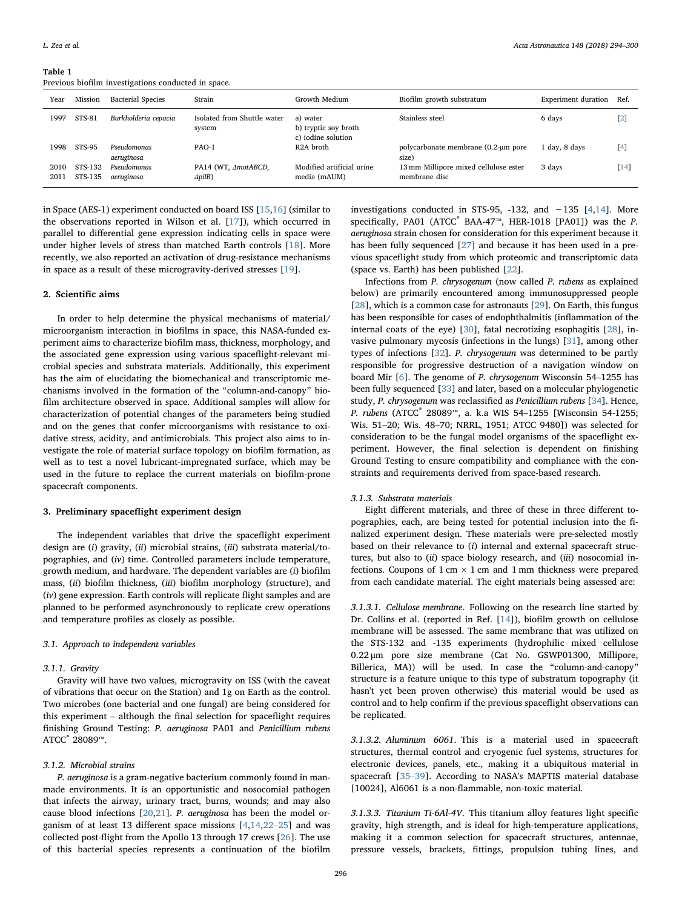**Table 1**
Previous biofilm investigations conducted in space.

| Year | Mission | Bacterial Species | Strain | Growth Medium | Biofilm growth substratum | Experiment duration | Ref. |
|---|---|---|---|---|---|---|---|
| 1997 | STS-81 | *Burkholderia cepacia* | Isolated from Shuttle water system | a) water<br>b) tryptic soy broth<br>c) iodine solution | Stainless steel | 6 days | [2] |
| 1998 | STS-95 | *Pseudomonas aeruginosa* | PAO-1 | R2A broth | polycarbonate membrane (0.2-µm pore size) | 1 day, 8 days | [4] |
| 2010<br>2011 | STS-132<br>STS-135 | *Pseudomonas aeruginosa* | PA14 (WT, *ΔmotABCD*, *ΔpilB*) | Modified artificial urine media (mAUM) | 13 mm Millipore mixed cellulose ester membrane disc | 3 days | [14] |

in Space (AES-1) experiment conducted on board ISS [15,16] (similar to the observations reported in Wilson et al. [17]), which occurred in parallel to differential gene expression indicating cells in space were under higher levels of stress than matched Earth controls [18]. More recently, we also reported an activation of drug-resistance mechanisms in space as a result of these microgravity-derived stresses [19].

## 2. Scientific aims

In order to help determine the physical mechanisms of material/microorganism interaction in biofilms in space, this NASA-funded experiment aims to characterize biofilm mass, thickness, morphology, and the associated gene expression using various spaceflight-relevant microbial species and substrata materials. Additionally, this experiment has the aim of elucidating the biomechanical and transcriptomic mechanisms involved in the formation of the "column-and-canopy" biofilm architecture observed in space. Additional samples will allow for characterization of potential changes of the parameters being studied and on the genes that confer microorganisms with resistance to oxidative stress, acidity, and antimicrobials. This project also aims to investigate the role of material surface topology on biofilm formation, as well as to test a novel lubricant-impregnated surface, which may be used in the future to replace the current materials on biofilm-prone spacecraft components.

## 3. Preliminary spaceflight experiment design

The independent variables that drive the spaceflight experiment design are (*i*) gravity, (*ii*) microbial strains, (*iii*) substrata material/topographies, and (*iv*) time. Controlled parameters include temperature, growth medium, and hardware. The dependent variables are (*i*) biofilm mass, (*ii*) biofilm thickness, (*iii*) biofilm morphology (structure), and (*iv*) gene expression. Earth controls will replicate flight samples and are planned to be performed asynchronously to replicate crew operations and temperature profiles as closely as possible.

### 3.1. Approach to independent variables

#### 3.1.1. Gravity

Gravity will have two values, microgravity on ISS (with the caveat of vibrations that occur on the Station) and 1g on Earth as the control. Two microbes (one bacterial and one fungal) are being considered for this experiment – although the final selection for spaceflight requires finishing Ground Testing: *P. aeruginosa* PA01 and *Penicillium rubens* ATCC® 28089™.

#### 3.1.2. Microbial strains

*P. aeruginosa* is a gram-negative bacterium commonly found in man-made environments. It is an opportunistic and nosocomial pathogen that infects the airway, urinary tract, burns, wounds; and may also cause blood infections [20,21]. *P. aeruginosa* has been the model organism of at least 13 different space missions [4,14,22–25] and was collected post-flight from the Apollo 13 through 17 crews [26]. The use of this bacterial species represents a continuation of the biofilm investigations conducted in STS-95, -132, and −135 [4,14]. More specifically, PA01 (ATCC® BAA-47™, HER-1018 [PA01]) was the *P. aeruginosa* strain chosen for consideration for this experiment because it has been fully sequenced [27] and because it has been used in a previous spaceflight study from which proteomic and transcriptomic data (space vs. Earth) has been published [22].

Infections from *P. chrysogenum* (now called *P. rubens* as explained below) are primarily encountered among immunosuppressed people [28], which is a common case for astronauts [29]. On Earth, this fungus has been responsible for cases of endophthalmitis (inflammation of the internal coats of the eye) [30], fatal necrotizing esophagitis [28], invasive pulmonary mycosis (infections in the lungs) [31], among other types of infections [32]. *P. chrysogenum* was determined to be partly responsible for progressive destruction of a navigation window on board Mir [6]. The genome of *P. chrysogenum* Wisconsin 54–1255 has been fully sequenced [33] and later, based on a molecular phylogenetic study, *P. chrysogenum* was reclassified as *Penicillium rubens* [34]. Hence, *P. rubens* (ATCC® 28089™, a. k.a WIS 54–1255 [Wisconsin 54-1255; Wis. 51–20; Wis. 48–70; NRRL, 1951; ATCC 9480]) was selected for consideration to be the fungal model organisms of the spaceflight experiment. However, the final selection is dependent on finishing Ground Testing to ensure compatibility and compliance with the constraints and requirements derived from space-based research.

#### 3.1.3. Substrata materials

Eight different materials, and three of these in three different topographies, each, are being tested for potential inclusion into the finalized experiment design. These materials were pre-selected mostly based on their relevance to (*i*) internal and external spacecraft structures, but also to (*ii*) space biology research, and (*iii*) nosocomial infections. Coupons of 1 cm × 1 cm and 1 mm thickness were prepared from each candidate material. The eight materials being assessed are:

*3.1.3.1. Cellulose membrane*. Following on the research line started by Dr. Collins et al. (reported in Ref. [14]), biofilm growth on cellulose membrane will be assessed. The same membrane that was utilized on the STS-132 and -135 experiments (hydrophilic mixed cellulose 0.22 µm pore size membrane (Cat No. GSWP01300, Millipore, Billerica, MA)) will be used. In case the "column-and-canopy" structure is a feature unique to this type of substratum topography (it hasn't yet been proven otherwise) this material would be used as control and to help confirm if the previous spaceflight observations can be replicated.

*3.1.3.2. Aluminum 6061*. This is a material used in spacecraft structures, thermal control and cryogenic fuel systems, structures for electronic devices, panels, etc., making it a ubiquitous material in spacecraft [35–39]. According to NASA's MAPTIS material database [10024], Al6061 is a non-flammable, non-toxic material.

*3.1.3.3. Titanium Ti-6Al-4V*. This titanium alloy features light specific gravity, high strength, and is ideal for high-temperature applications, making it a common selection for spacecraft structures, antennae, pressure vessels, brackets, fittings, propulsion tubing lines, and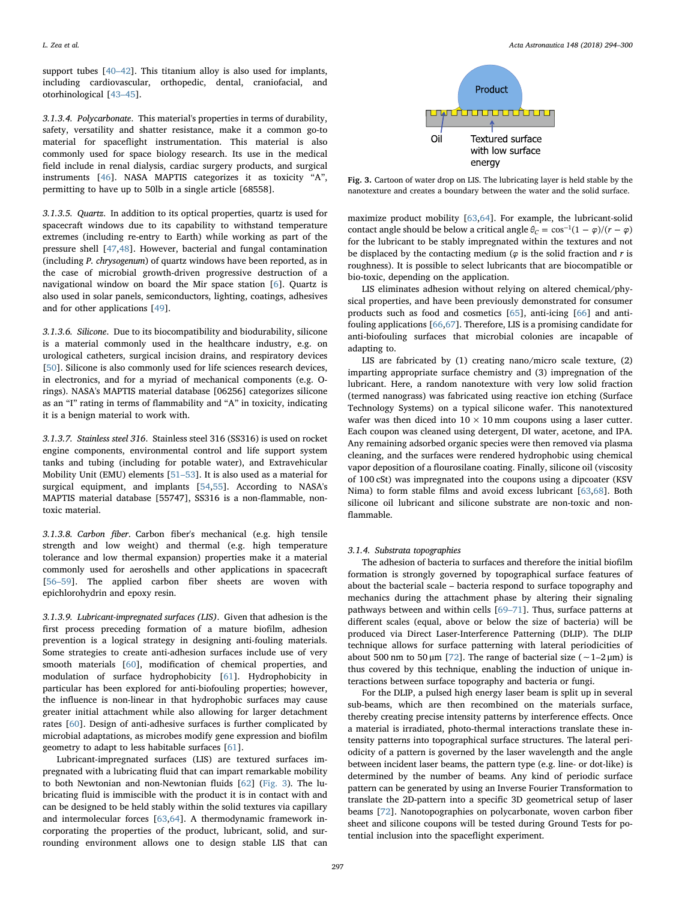support tubes [40–42]. This titanium alloy is also used for implants, including cardiovascular, orthopedic, dental, craniofacial, and otorhinological [43–45].

*3.1.3.4. Polycarbonate*. This material's properties in terms of durability, safety, versatility and shatter resistance, make it a common go-to material for spaceflight instrumentation. This material is also commonly used for space biology research. Its use in the medical field include in renal dialysis, cardiac surgery products, and surgical instruments [46]. NASA MAPTIS categorizes it as toxicity "A", permitting to have up to 50lb in a single article [68558].

*3.1.3.5. Quartz*. In addition to its optical properties, quartz is used for spacecraft windows due to its capability to withstand temperature extremes (including re-entry to Earth) while working as part of the pressure shell [47,48]. However, bacterial and fungal contamination (including *P. chrysogenum*) of quartz windows have been reported, as in the case of microbial growth-driven progressive destruction of a navigational window on board the Mir space station [6]. Quartz is also used in solar panels, semiconductors, lighting, coatings, adhesives and for other applications [49].

*3.1.3.6. Silicone*. Due to its biocompatibility and biodurability, silicone is a material commonly used in the healthcare industry, e.g. on urological catheters, surgical incision drains, and respiratory devices [50]. Silicone is also commonly used for life sciences research devices, in electronics, and for a myriad of mechanical components (e.g. O-rings). NASA's MAPTIS material database [06256] categorizes silicone as an "I" rating in terms of flammability and "A" in toxicity, indicating it is a benign material to work with.

*3.1.3.7. Stainless steel 316*. Stainless steel 316 (SS316) is used on rocket engine components, environmental control and life support system tanks and tubing (including for potable water), and Extravehicular Mobility Unit (EMU) elements [51–53]. It is also used as a material for surgical equipment, and implants [54,55]. According to NASA's MAPTIS material database [55747], SS316 is a non-flammable, non-toxic material.

*3.1.3.8. Carbon fiber*. Carbon fiber's mechanical (e.g. high tensile strength and low weight) and thermal (e.g. high temperature tolerance and low thermal expansion) properties make it a material commonly used for aeroshells and other applications in spacecraft [56–59]. The applied carbon fiber sheets are woven with epichlorohydrin and epoxy resin.

*3.1.3.9. Lubricant-impregnated surfaces (LIS)*. Given that adhesion is the first process preceding formation of a mature biofilm, adhesion prevention is a logical strategy in designing anti-fouling materials. Some strategies to create anti-adhesion surfaces include use of very smooth materials [60], modification of chemical properties, and modulation of surface hydrophobicity [61]. Hydrophobicity in particular has been explored for anti-biofouling properties; however, the influence is non-linear in that hydrophobic surfaces may cause greater initial attachment while also allowing for larger detachment rates [60]. Design of anti-adhesive surfaces is further complicated by microbial adaptations, as microbes modify gene expression and biofilm geometry to adapt to less habitable surfaces [61].

Lubricant-impregnated surfaces (LIS) are textured surfaces impregnated with a lubricating fluid that can impart remarkable mobility to both Newtonian and non-Newtonian fluids [62] (Fig. 3). The lubricating fluid is immiscible with the product it is in contact with and can be designed to be held stably within the solid textures via capillary and intermolecular forces [63,64]. A thermodynamic framework incorporating the properties of the product, lubricant, solid, and surrounding environment allows one to design stable LIS that can maximize product mobility [63,64]. For example, the lubricant-solid contact angle should be below a critical angle $\theta_C = \cos^{-1}(1-\varphi)/(r-\varphi)$ for the lubricant to be stably impregnated within the textures and not be displaced by the contacting medium ($\varphi$ is the solid fraction and $r$ is roughness). It is possible to select lubricants that are biocompatible or bio-toxic, depending on the application.

Fig. 3. Cartoon of water drop on LIS. The lubricating layer is held stable by the nanotexture and creates a boundary between the water and the solid surface.

LIS eliminates adhesion without relying on altered chemical/physical properties, and have been previously demonstrated for consumer products such as food and cosmetics [65], anti-icing [66] and anti-fouling applications [66,67]. Therefore, LIS is a promising candidate for anti-biofouling surfaces that microbial colonies are incapable of adapting to.

LIS are fabricated by (1) creating nano/micro scale texture, (2) imparting appropriate surface chemistry and (3) impregnation of the lubricant. Here, a random nanotexture with very low solid fraction (termed nanograss) was fabricated using reactive ion etching (Surface Technology Systems) on a typical silicone wafer. This nanotextured wafer was then diced into 10 × 10 mm coupons using a laser cutter. Each coupon was cleaned using detergent, DI water, acetone, and IPA. Any remaining adsorbed organic species were then removed via plasma cleaning, and the surfaces were rendered hydrophobic using chemical vapor deposition of a flourosilane coating. Finally, silicone oil (viscosity of 100 cSt) was impregnated into the coupons using a dipcoater (KSV Nima) to form stable films and avoid excess lubricant [63,68]. Both silicone oil lubricant and silicone substrate are non-toxic and non-flammable.

### 3.1.4. Substrata topographies

The adhesion of bacteria to surfaces and therefore the initial biofilm formation is strongly governed by topographical surface features of about the bacterial scale – bacteria respond to surface topography and mechanics during the attachment phase by altering their signaling pathways between and within cells [69–71]. Thus, surface patterns at different scales (equal, above or below the size of bacteria) will be produced via Direct Laser-Interference Patterning (DLIP). The DLIP technique allows for surface patterning with lateral periodicities of about 500 nm to 50 μm [72]. The range of bacterial size (~1–2 μm) is thus covered by this technique, enabling the induction of unique interactions between surface topography and bacteria or fungi.

For the DLIP, a pulsed high energy laser beam is split up in several sub-beams, which are then recombined on the materials surface, thereby creating precise intensity patterns by interference effects. Once a material is irradiated, photo-thermal interactions translate these intensity patterns into topographical surface structures. The lateral periodicity of a pattern is governed by the laser wavelength and the angle between incident laser beams, the pattern type (e.g. line- or dot-like) is determined by the number of beams. Any kind of periodic surface pattern can be generated by using an Inverse Fourier Transformation to translate the 2D-pattern into a specific 3D geometrical setup of laser beams [72]. Nanotopographies on polycarbonate, woven carbon fiber sheet and silicone coupons will be tested during Ground Tests for potential inclusion into the spaceflight experiment.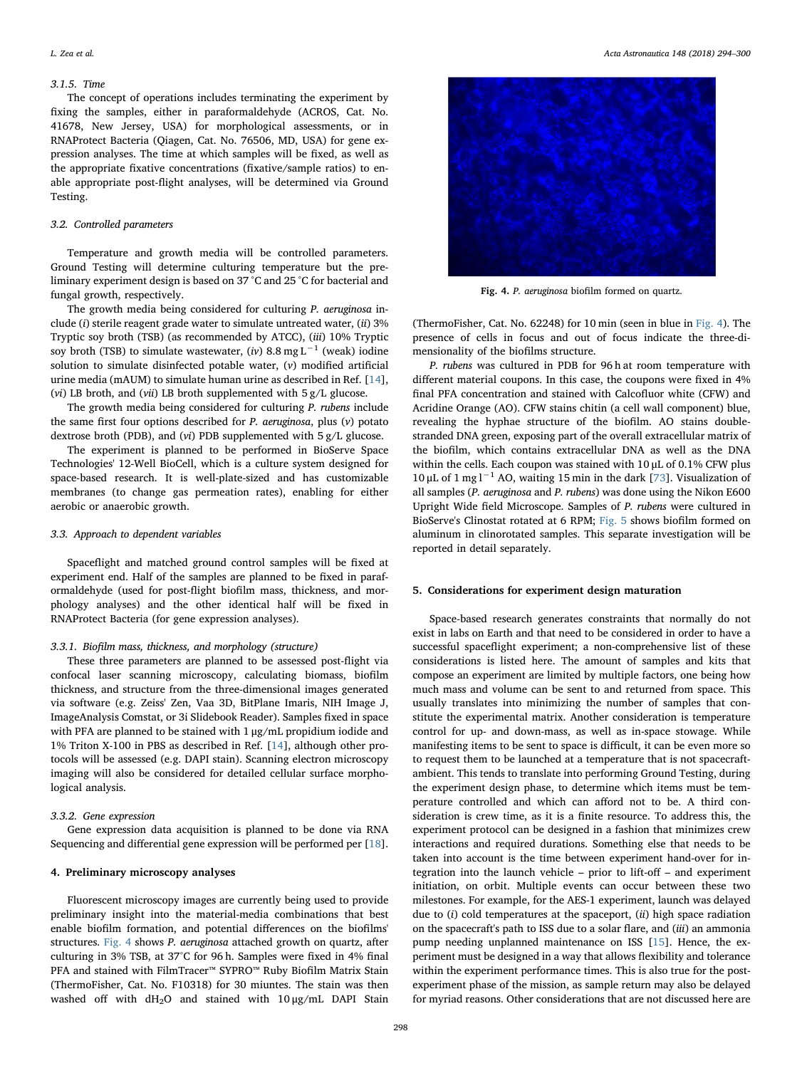#### 3.1.5. Time

The concept of operations includes terminating the experiment by fixing the samples, either in paraformaldehyde (ACROS, Cat. No. 41678, New Jersey, USA) for morphological assessments, or in RNAProtect Bacteria (Qiagen, Cat. No. 76506, MD, USA) for gene expression analyses. The time at which samples will be fixed, as well as the appropriate fixative concentrations (fixative/sample ratios) to enable appropriate post-flight analyses, will be determined via Ground Testing.

### 3.2. Controlled parameters

Temperature and growth media will be controlled parameters. Ground Testing will determine culturing temperature but the preliminary experiment design is based on 37 °C and 25 °C for bacterial and fungal growth, respectively.

The growth media being considered for culturing *P. aeruginosa* include (*i*) sterile reagent grade water to simulate untreated water, (*ii*) 3% Tryptic soy broth (TSB) (as recommended by ATCC), (*iii*) 10% Tryptic soy broth (TSB) to simulate wastewater, (*iv*) 8.8 mg $L^{-1}$ (weak) iodine solution to simulate disinfected potable water, (*v*) modified artificial urine media (mAUM) to simulate human urine as described in Ref. [14], (*vi*) LB broth, and (*vii*) LB broth supplemented with 5 g/L glucose.

The growth media being considered for culturing *P. rubens* include the same first four options described for *P. aeruginosa*, plus (*v*) potato dextrose broth (PDB), and (*vi*) PDB supplemented with 5 g/L glucose.

The experiment is planned to be performed in BioServe Space Technologies' 12-Well BioCell, which is a culture system designed for space-based research. It is well-plate-sized and has customizable membranes (to change gas permeation rates), enabling for either aerobic or anaerobic growth.

### 3.3. Approach to dependent variables

Spaceflight and matched ground control samples will be fixed at experiment end. Half of the samples are planned to be fixed in paraformaldehyde (used for post-flight biofilm mass, thickness, and morphology analyses) and the other identical half will be fixed in RNAProtect Bacteria (for gene expression analyses).

#### 3.3.1. Biofilm mass, thickness, and morphology (structure)

These three parameters are planned to be assessed post-flight via confocal laser scanning microscopy, calculating biomass, biofilm thickness, and structure from the three-dimensional images generated via software (e.g. Zeiss' Zen, Vaa 3D, BitPlane Imaris, NIH Image J, ImageAnalysis Comstat, or 3i Slidebook Reader). Samples fixed in space with PFA are planned to be stained with 1 μg/mL propidium iodide and 1% Triton X-100 in PBS as described in Ref. [14], although other protocols will be assessed (e.g. DAPI stain). Scanning electron microscopy imaging will also be considered for detailed cellular surface morphological analysis.

#### 3.3.2. Gene expression

Gene expression data acquisition is planned to be done via RNA Sequencing and differential gene expression will be performed per [18].

## 4. Preliminary microscopy analyses

Fluorescent microscopy images are currently being used to provide preliminary insight into the material-media combinations that best enable biofilm formation, and potential differences on the biofilms' structures. Fig. 4 shows *P. aeruginosa* attached growth on quartz, after culturing in 3% TSB, at 37°C for 96 h. Samples were fixed in 4% final PFA and stained with FilmTracer™ SYPRO™ Ruby Biofilm Matrix Stain (ThermoFisher, Cat. No. F10318) for 30 miuntes. The stain was then washed off with $dH_2O$ and stained with 10 μg/mL DAPI Stain (ThermoFisher, Cat. No. 62248) for 10 min (seen in blue in Fig. 4). The presence of cells in focus and out of focus indicate the three-dimensionality of the biofilms structure.

Fig. 4. *P. aeruginosa* biofilm formed on quartz.

*P. rubens* was cultured in PDB for 96 h at room temperature with different material coupons. In this case, the coupons were fixed in 4% final PFA concentration and stained with Calcofluor white (CFW) and Acridine Orange (AO). CFW stains chitin (a cell wall component) blue, revealing the hyphae structure of the biofilm. AO stains double-stranded DNA green, exposing part of the overall extracellular matrix of the biofilm, which contains extracellular DNA as well as the DNA within the cells. Each coupon was stained with 10 μL of 0.1% CFW plus 10 μL of 1 mg $l^{-1}$ AO, waiting 15 min in the dark [73]. Visualization of all samples (*P. aeruginosa* and *P. rubens*) was done using the Nikon E600 Upright Wide field Microscope. Samples of *P. rubens* were cultured in BioServe's Clinostat rotated at 6 RPM; Fig. 5 shows biofilm formed on aluminum in clinorotated samples. This separate investigation will be reported in detail separately.

## 5. Considerations for experiment design maturation

Space-based research generates constraints that normally do not exist in labs on Earth and that need to be considered in order to have a successful spaceflight experiment; a non-comprehensive list of these considerations is listed here. The amount of samples and kits that compose an experiment are limited by multiple factors, one being how much mass and volume can be sent to and returned from space. This usually translates into minimizing the number of samples that constitute the experimental matrix. Another consideration is temperature control for up- and down-mass, as well as in-space stowage. While manifesting items to be sent to space is difficult, it can be even more so to request them to be launched at a temperature that is not spacecraft-ambient. This tends to translate into performing Ground Testing, during the experiment design phase, to determine which items must be temperature controlled and which can afford not to be. A third consideration is crew time, as it is a finite resource. To address this, the experiment protocol can be designed in a fashion that minimizes crew interactions and required durations. Something else that needs to be taken into account is the time between experiment hand-over for integration into the launch vehicle – prior to lift-off – and experiment initiation, on orbit. Multiple events can occur between these two milestones. For example, for the AES-1 experiment, launch was delayed due to (*i*) cold temperatures at the spaceport, (*ii*) high space radiation on the spacecraft's path to ISS due to a solar flare, and (*iii*) an ammonia pump needing unplanned maintenance on ISS [15]. Hence, the experiment must be designed in a way that allows flexibility and tolerance within the experiment performance times. This is also true for the post-experiment phase of the mission, as sample return may also be delayed for myriad reasons. Other considerations that are not discussed here are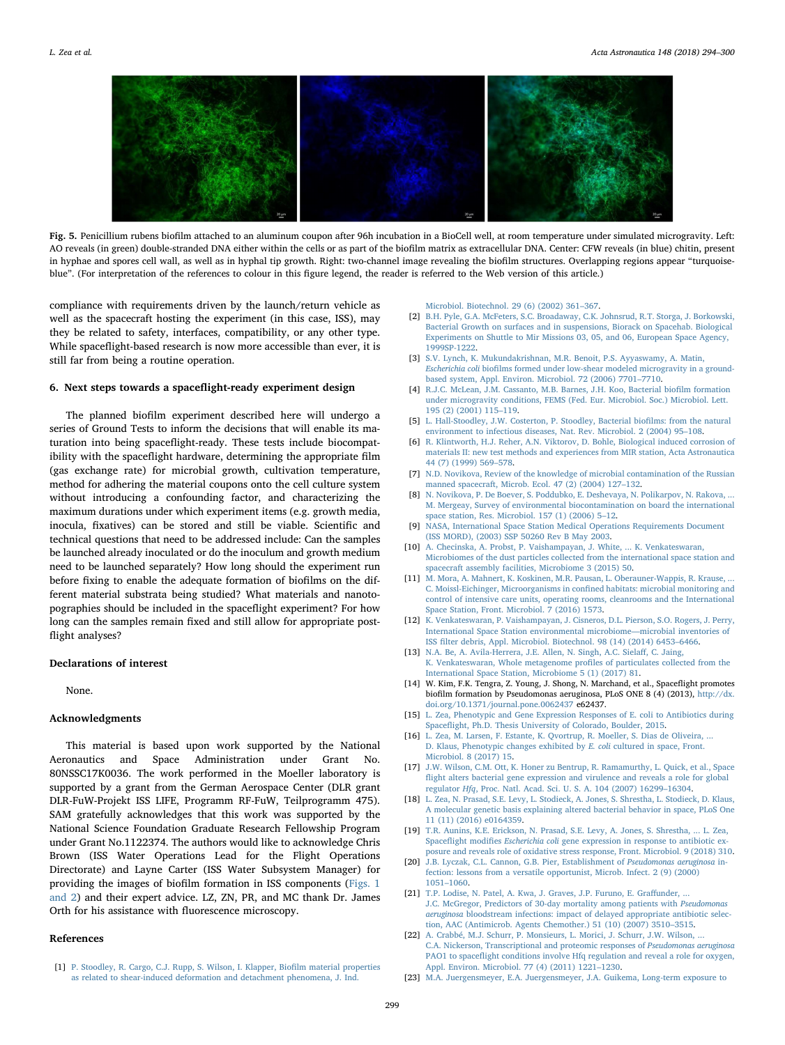**Fig. 5.** Penicillium rubens biofilm attached to an aluminum coupon after 96h incubation in a BioCell well, at room temperature under simulated microgravity. Left: AO reveals (in green) double-stranded DNA either within the cells or as part of the biofilm matrix as extracellular DNA. Center: CFW reveals (in blue) chitin, present in hyphae and spores cell wall, as well as in hyphal tip growth. Right: two-channel image revealing the biofilm structures. Overlapping regions appear "turquoise-blue". (For interpretation of the references to colour in this figure legend, the reader is referred to the Web version of this article.)

compliance with requirements driven by the launch/return vehicle as well as the spacecraft hosting the experiment (in this case, ISS), may they be related to safety, interfaces, compatibility, or any other type. While spaceflight-based research is now more accessible than ever, it is still far from being a routine operation.

## 6. Next steps towards a spaceflight-ready experiment design

The planned biofilm experiment described here will undergo a series of Ground Tests to inform the decisions that will enable its maturation into being spaceflight-ready. These tests include biocompatibility with the spaceflight hardware, determining the appropriate film (gas exchange rate) for microbial growth, cultivation temperature, method for adhering the material coupons onto the cell culture system without introducing a confounding factor, and characterizing the maximum durations under which experiment items (e.g. growth media, inocula, fixatives) can be stored and still be viable. Scientific and technical questions that need to be addressed include: Can the samples be launched already inoculated or do the inoculum and growth medium need to be launched separately? How long should the experiment run before fixing to enable the adequate formation of biofilms on the different material substrata being studied? What materials and nanotopographies should be included in the spaceflight experiment? For how long can the samples remain fixed and still allow for appropriate postflight analyses?

### Declarations of interest

None.

### Acknowledgments

This material is based upon work supported by the National Aeronautics and Space Administration under Grant No. 80NSSC17K0036. The work performed in the Moeller laboratory is supported by a grant from the German Aerospace Center (DLR grant DLR-FuW-Projekt ISS LIFE, Programm RF-FuW, Teilprogramm 475). SAM gratefully acknowledges that this work was supported by the National Science Foundation Graduate Research Fellowship Program under Grant No.1122374. The authors would like to acknowledge Chris Brown (ISS Water Operations Lead for the Flight Operations Directorate) and Layne Carter (ISS Water Subsystem Manager) for providing the images of biofilm formation in ISS components (Figs. 1 and 2) and their expert advice. LZ, ZN, PR, and MC thank Dr. James Orth for his assistance with fluorescence microscopy.

### References

[1] P. Stoodley, R. Cargo, C.J. Rupp, S. Wilson, I. Klapper, Biofilm material properties as related to shear-induced deformation and detachment phenomena, J. Ind. Microbiol. Biotechnol. 29 (6) (2002) 361–367.

[2] B.H. Pyle, G.A. McFeters, S.C. Broadaway, C.K. Johnsrud, R.T. Storga, J. Borkowski, Bacterial Growth on surfaces and in suspensions, Biorack on Spacehab. Biological Experiments on Shuttle to Mir Missions 03, 05, and 06, European Space Agency, 1999SP-1222.

[3] S.V. Lynch, K. Mukundakrishnan, M.R. Benoit, P.S. Ayyaswamy, A. Matin, *Escherichia coli* biofilms formed under low-shear modeled microgravity in a ground-based system, Appl. Environ. Microbiol. 72 (2006) 7701–7710.

[4] R.J.C. McLean, J.M. Cassanto, M.B. Barnes, J.H. Koo, Bacterial biofilm formation under microgravity conditions, FEMS (Fed. Eur. Microbiol. Soc.) Microbiol. Lett. 195 (2) (2001) 115–119.

[5] L. Hall-Stoodley, J.W. Costerton, P. Stoodley, Bacterial biofilms: from the natural environment to infectious diseases, Nat. Rev. Microbiol. 2 (2004) 95–108.

[6] R. Klintworth, H.J. Reher, A.N. Viktorov, D. Bohle, Biological induced corrosion of materials II: new test methods and experiences from MIR station, Acta Astronautica 44 (7) (1999) 569–578.

[7] N.D. Novikova, Review of the knowledge of microbial contamination of the Russian manned spacecraft, Microb. Ecol. 47 (2) (2004) 127–132.

[8] N. Novikova, P. De Boever, S. Poddubko, E. Deshevaya, N. Polikarpov, N. Rakova, ... M. Mergeay, Survey of environmental biocontamination on board the international space station, Res. Microbiol. 157 (1) (2006) 5–12.

[9] NASA, International Space Station Medical Operations Requirements Document (ISS MORD), (2003) SSP 50260 Rev B May 2003.

[10] A. Checinska, A. Probst, P. Vaishampayan, J. White, ... K. Venkateswaran, Microbiomes of the dust particles collected from the international space station and spacecraft assembly facilities, Microbiome 3 (2015) 50.

[11] M. Mora, A. Mahnert, K. Koskinen, M.R. Pausan, L. Oberauner-Wappis, R. Krause, ... C. Moissl-Eichinger, Microorganisms in confined habitats: microbial monitoring and control of intensive care units, operating rooms, cleanrooms and the International Space Station, Front. Microbiol. 7 (2016) 1573.

[12] K. Venkateswaran, P. Vaishampayan, J. Cisneros, D.L. Pierson, S.O. Rogers, J. Perry, International Space Station environmental microbiome—microbial inventories of ISS filter debris, Appl. Microbiol. Biotechnol. 98 (14) (2014) 6453–6466.

[13] N.A. Be, A. Avila-Herrera, J.E. Allen, N. Singh, A.C. Sielaff, C. Jaing, K. Venkateswaran, Whole metagenome profiles of particulates collected from the International Space Station, Microbiome 5 (1) (2017) 81.

[14] W. Kim, F.K. Tengra, Z. Young, J. Shong, N. Marchand, et al., Spaceflight promotes biofilm formation by Pseudomonas aeruginosa, PLoS ONE 8 (4) (2013), http://dx.doi.org/10.1371/journal.pone.0062437 e62437.

[15] L. Zea, Phenotypic and Gene Expression Responses of E. coli to Antibiotics during Spaceflight, Ph.D. Thesis University of Colorado, Boulder, 2015.

[16] L. Zea, M. Larsen, F. Estante, K. Qvortrup, R. Moeller, S. Dias de Oliveira, ... D. Klaus, Phenotypic changes exhibited by *E. coli* cultured in space, Front. Microbiol. 8 (2017) 15.

[17] J.W. Wilson, C.M. Ott, K. Honer zu Bentrup, R. Ramamurthy, L. Quick, et al., Space flight alters bacterial gene expression and virulence and reveals a role for global regulator *Hfq*, Proc. Natl. Acad. Sci. U. S. A. 104 (2007) 16299–16304.

[18] L. Zea, N. Prasad, S.E. Levy, L. Stodieck, A. Jones, S. Shrestha, L. Stodieck, D. Klaus, A molecular genetic basis explaining altered bacterial behavior in space, PLoS One 11 (11) (2016) e0164359.

[19] T.R. Aunins, K.E. Erickson, N. Prasad, S.E. Levy, A. Jones, S. Shrestha, ... L. Zea, Spaceflight modifies *Escherichia coli* gene expression in response to antibiotic exposure and reveals role of oxidative stress response, Front. Microbiol. 9 (2018) 310.

[20] J.B. Lyczak, C.L. Cannon, G.B. Pier, Establishment of *Pseudomonas aeruginosa* infection: lessons from a versatile opportunist, Microb. Infect. 2 (9) (2000) 1051–1060.

[21] T.P. Lodise, N. Patel, A. Kwa, J. Graves, J.P. Furuno, E. Graffunder, ... J.C. McGregor, Predictors of 30-day mortality among patients with *Pseudomonas aeruginosa* bloodstream infections: impact of delayed appropriate antibiotic selection, AAC (Antimicrob. Agents Chemother.) 51 (10) (2007) 3510–3515.

[22] A. Crabbé, M.J. Schurr, P. Monsieurs, L. Morici, J. Schurr, J.W. Wilson, ... C.A. Nickerson, Transcriptional and proteomic responses of *Pseudomonas aeruginosa* PAO1 to spaceflight conditions involve Hfq regulation and reveal a role for oxygen, Appl. Environ. Microbiol. 77 (4) (2011) 1221–1230.

[23] M.A. Juergensmeyer, E.A. Juergensmeyer, J.A. Guikema, Long-term exposure to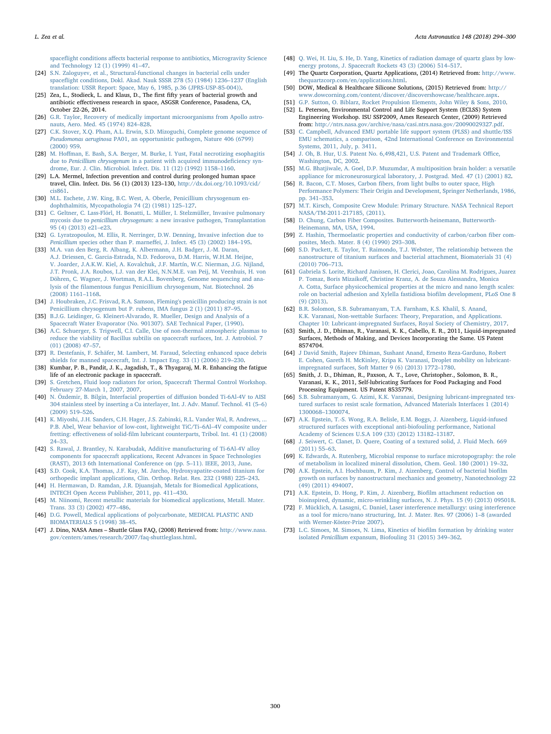spaceflight conditions affects bacterial response to antibiotics, Microgravity Science and Technology 12 (1) (1999) 41–47.

[24] S.N. Zaloguyev, et al., Structural-functional changes in bacterial cells under spaceflight conditions, Dokl. Akad. Nauk SSSR 278 (5) (1984) 1236–1237 (English translation: USSR Report: Space, May 6, 1985, p.36 (JPRS-USP-85-004)).

[25] Zea, L., Stodieck, L. and Klaus, D., The first fifty years of bacterial growth and antibiotic effectiveness research in space, ASGSR Conference, Pasadena, CA, October 22-26, 2014.

[26] G.R. Taylor, Recovery of medically important microorganisms from Apollo astronauts, Aero. Med. 45 (1974) 824–828.

[27] C.K. Stover, X.Q. Pham, A.L. Erwin, S.D. Mizoguchi, Complete genome sequence of *Pseudomonas aeruginosa* PA01, an opportunistic pathogen, Nature 406 (6799) (2000) 959.

[28] M. Hoffman, E. Bash, S.A. Berger, M. Burke, I. Yust, Fatal necrotizing esophagitis due to *Penicillium chrysogenum* in a patient with acquired immunodeficiency syndrome, Eur. J. Clin. Microbiol. Infect. Dis. 11 (12) (1992) 1158–1160.

[29] L.A. Mermel, Infection prevention and control during prolonged human space travel, Clin. Infect. Dis. 56 (1) (2013) 123–130, http://dx.doi.org/10.1093/cid/cis861.

[30] M.L. Eschete, J.W. King, B.C. West, A. Oberle, Penicillium chrysogenum endophthalmitis, Mycopathologia 74 (2) (1981) 125–127.

[31] C. Geltner, C. Lass-Flörl, H. Bonatti, L. Müller, I. Stelzmüller, Invasive pulmonary mycosis due to *penicillium chrysogenum*: a new invasive pathogen, Transplantation 95 (4) (2013) e21–e23.

[32] G. Lyratzopoulos, M. Ellis, R. Nerringer, D.W. Denning, Invasive infection due to *Penicillium* species other than P. marneffei, J. Infect. 45 (3) (2002) 184–195.

[33] M.A. van den Berg, R. Albang, K. Albermann, J.H. Badger, J.-M. Daran, A.J. Driessen, C. Garcia-Estrada, N.D. Fedorova, D.M. Harris, W.H.M. Heijne, V. Joarder, J.A.K.W. Kiel, A. Kovalchuk, J.F. Martín, W.C. Nierman, J.G. Nijland, J.T. Pronk, J.A. Roubos, I.J. van der Klei, N.N.M.E. van Peij, M. Veenhuis, H. von Döhren, C. Wagner, J. Wortman, R.A.L. Bovenberg, Genome sequencing and analysis of the filamentous fungus Penicillium chrysogenum, Nat. Biotechnol. 26 (2008) 1161–1168.

[34] J. Houbraken, J.C. Frisvad, R.A. Samson, Fleming's penicillin producing strain is not Penicillium chrysogenum but P. rubens, IMA fungus 2 (1) (2011) 87–95.

[35] B.J.G. Leidinger, G. Kleinert-Alvarado, R. Mueller, Design and Analysis of a Spacecraft Water Evaporator (No. 901307). SAE Technical Paper, (1990).

[36] A.C. Schuerger, S. Trigwell, C.I. Calle, Use of non-thermal atmospheric plasmas to reduce the viability of Bacillus subtilis on spacecraft surfaces, Int. J. Astrobiol. 7 (01) (2008) 47–57.

[37] R. Destefanis, F. Schäfer, M. Lambert, M. Faraud, Selecting enhanced space debris shields for manned spacecraft, Int. J. Impact Eng. 33 (1) (2006) 219–230.

[38] Kumbar, P. B., Pandit, J. K., Jagadish, T., & Thyagaraj, M. R. Enhancing the fatigue life of an electronic package in spacecraft.

[39] S. Gretchen, Fluid loop radiators for orion, Spacecraft Thermal Control Workshop. February 27-March 1, 2007, 2007.

[40] N. Özdemir, B. Bilgin, Interfacial properties of diffusion bonded Ti-6Al-4V to AISI 304 stainless steel by inserting a Cu interlayer, Int. J. Adv. Manuf. Technol. 41 (5–6) (2009) 519–526.

[41] K. Miyoshi, J.H. Sanders, C.H. Hager, J.S. Zabinski, R.L. Vander Wal, R. Andrews, ... P.B. Abel, Wear behavior of low-cost, lightweight TiC/Ti–6Al–4V composite under fretting: effectiveness of solid-film lubricant counterparts, Tribol. Int. 41 (1) (2008) 24–33.

[42] S. Rawal, J. Brantley, N. Karabudak, Additive manufacturing of Ti-6Al-4V alloy components for spacecraft applications, Recent Advances in Space Technologies (RAST), 2013 6th International Conference on (pp. 5–11). IEEE, 2013, June.

[43] S.D. Cook, K.A. Thomas, J.F. Kay, M. Jarcho, Hydroxyapatite-coated titanium for orthopedic implant applications, Clin. Orthop. Relat. Res. 232 (1988) 225–243.

[44] H. Hermawan, D. Ramdan, J.R. Djuansjah, Metals for Biomedical Applications, INTECH Open Access Publisher, 2011, pp. 411–430.

[45] M. Niinomi, Recent metallic materials for biomedical applications, Metall. Mater. Trans. 33 (3) (2002) 477–486.

[46] D.G. Powell, Medical applications of polycarbonate, MEDICAL PLASTIC AND BIOMATERIALS 5 (1998) 38–45.

[47] J. Dino, NASA Ames – Shuttle Glass FAQ, (2008) Retrieved from: http://www.nasa.gov/centers/ames/research/2007/faq-shuttleglass.html.

[48] Q. Wei, H. Liu, S. He, D. Yang, Kinetics of radiation damage of quartz glass by low-energy protons, J. Spacecraft Rockets 43 (3) (2006) 514–517.

[49] The Quartz Corporation, Quartz Applications, (2014) Retrieved from: http://www.thequartzcorp.com/en/applications.html.

[50] DOW, Medical & Healthcare Silicone Solutions, (2015) Retrieved from: http://www.dowcorning.com/content/discover/discovershowcase/healthcare.aspx.

[51] G.P. Sutton, O. Biblarz, Rocket Propulsion Elements, John Wiley & Sons, 2010.

[52] L. Peterson, Environmental Control and Life Support System (ECLSS) System Engineering Workshop. ISU SSP2009, Ames Research Center, (2009) Retrieved from: http://ntrs.nasa.gov/archive/nasa/casi.ntrs.nasa.gov/20090029327.pdf.

[53] C. Campbell, Advanced EMU portable life support system (PLSS) and shuttle/ISS EMU schematics, a comparison, 42nd International Conference on Environmental Systems, 2011, July, p. 3411.

[54] J. Oh, B. Hur, U.S. Patent No. 6,498,421, U.S. Patent and Trademark Office, Washington, DC, 2002.

[55] M.G. Bhatjiwale, A. Goel, D.P. Muzumdar, A multiposition brain holder: a versatile appliance for microneurosurgical laboratory, J. Postgrad. Med. 47 (1) (2001) 82.

[56] R. Bacon, C.T. Moses, Carbon fibers, from light bulbs to outer space, High Performance Polymers: Their Origin and Development, Springer Netherlands, 1986, pp. 341–353.

[57] M.T. Kirsch, Composite Crew Module: Primary Structure. NASA Technical Report NASA/TM-2011-217185, (2011).

[58] D. Chung, Carbon Fiber Composites. Butterworth-heinemann, Butterworth-Heinemann, MA, USA, 1994.

[59] Z. Hashin, Thermoelastic properties and conductivity of carbon/carbon fiber composites, Mech. Mater. 8 (4) (1990) 293–308.

[60] S.D. Puckett, E. Taylor, T. Raimondo, T.J. Webster, The relationship between the nanostructure of titanium surfaces and bacterial attachment, Biomaterials 31 (4) (2010) 706–713.

[61] Gabriela S. Lorite, Richard Janissen, H. Clerici, Joao, Carolina M. Rodrigues, Juarez P. Tomaz, Boris Mizaikoff, Christine Kranz, A. de Souza Alessandra, Monica A. Cotta, Surface physicochemical properties at the micro and nano length scales: role on bacterial adhesion and Xylella fastidiosa biofilm development, PLoS One 8 (9) (2013).

[62] B.R. Solomon, S.B. Subramanyam, T.A. Farnham, K.S. Khalil, S. Anand, K.K. Varanasi, Non-wettable Surfaces: Theory, Preparation, and Applications. Chapter 10: Lubricant-impregnated Surfaces, Royal Society of Chemistry, 2017.

[63] Smith, J. D., Dhiman, R., Varanasi, K. K., Cabello, E. R., 2011, Liquid-impregnated Surfaces, Methods of Making, and Devices Incorporating the Same. US Patent 8574704.

[64] J David Smith, Rajeev Dhiman, Sushant Anand, Ernesto Reza-Garduno, Robert E. Cohen, Gareth H. McKinley, Kripa K. Varanasi, Droplet mobility on lubricant-impregnated surfaces, Soft Matter 9 (6) (2013) 1772–1780.

[65] Smith, J. D., Dhiman, R., Paxson, A. T., Love, Christopher., Solomon, B. R., Varanasi, K. K., 2011, Self-lubricating Surfaces for Food Packaging and Food Processing Equipment. US Patent 8535779.

[66] S.B. Subramanyam, G. Azimi, K.K. Varanasi, Designing lubricant-impregnated textured surfaces to resist scale formation, Advanced Materials Interfaces 1 (2014) 1300068–1300074.

[67] A.K. Epstein, T.-S. Wong, R.A. Belisle, E.M. Boggs, J. Aizenberg, Liquid-infused structured surfaces with exceptional anti-biofouling performance, National Academy of Sciences U.S.A 109 (33) (2012) 13182–13187.

[68] J. Seiwert, C. Clanet, D. Quere, Coating of a textured solid, J. Fluid Mech. 669 (2011) 55–63.

[69] K. Edwards, A. Rutenberg, Microbial response to surface microtopography: the role of metabolism in localized mineral dissolution, Chem. Geol. 180 (2001) 19–32.

[70] A.K. Epstein, A.I. Hochbaum, P. Kim, J. Aizenberg, Control of bacterial biofilm growth on surfaces by nanostructural mechanics and geometry, Nanotechnology 22 (49) (2011) 494007.

[71] A.K. Epstein, D. Hong, P. Kim, J. Aizenberg, Biofilm attachment reduction on bioinspired, dynamic, micro-wrinkling surfaces, N. J. Phys. 15 (9) (2013) 095018.

[72] F. Mücklich, A. Lasagni, C. Daniel, Laser interference metallurgy: using interference as a tool for micro/nano structuring, Int. J. Mater. Res. 97 (2006) 1–8 (awarded with Werner-Köster-Prize 2007).

[73] L.C. Simoes, M. Simoes, N. Lima, Kinetics of biofilm formation by drinking water isolated *Penicillium* expansum, Biofouling 31 (2015) 349–362.